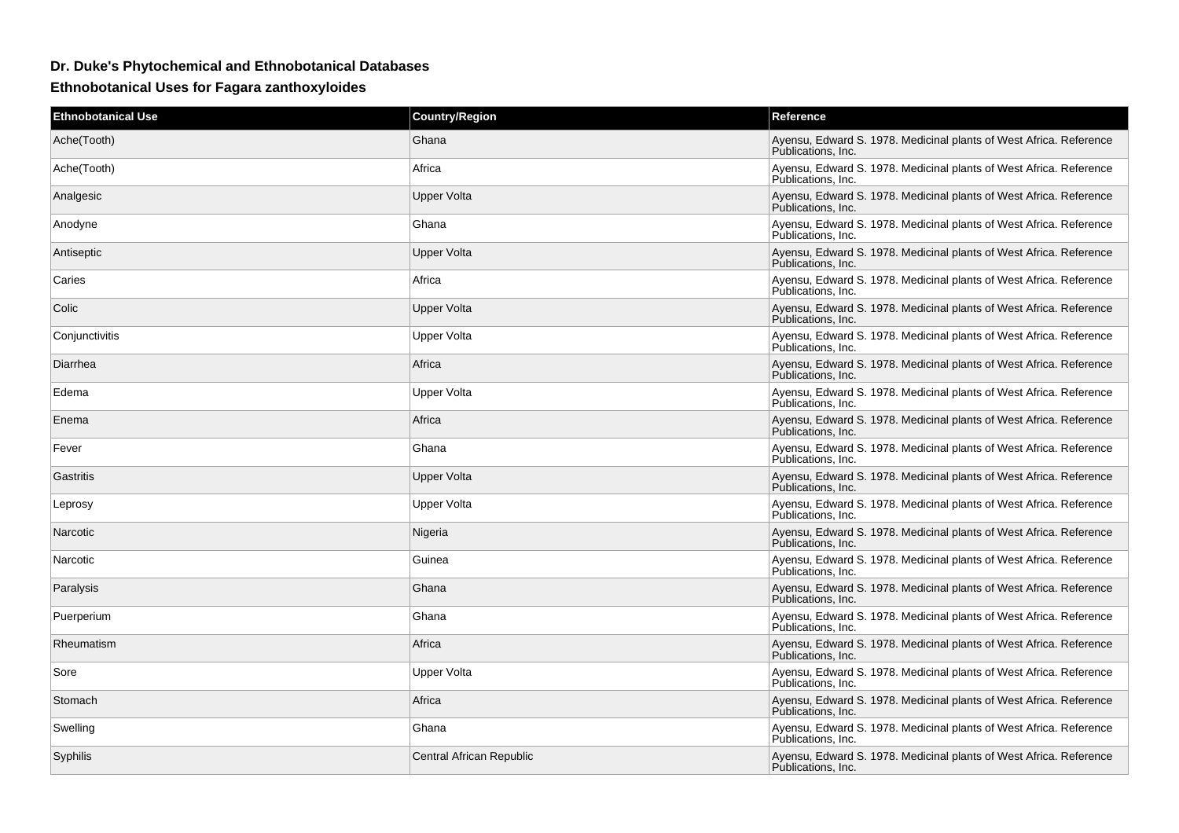# Dr. Duke's Phytochemical and Ethnobotanical Databases

## Ethnobotanical Uses for Fagara zanthoxyloides

| Ethnobotanical Use | Country/Region | Reference |
| --- | --- | --- |
| Ache(Tooth) | Ghana | Ayensu, Edward S. 1978. Medicinal plants of West Africa. Reference Publications, Inc. |
| Ache(Tooth) | Africa | Ayensu, Edward S. 1978. Medicinal plants of West Africa. Reference Publications, Inc. |
| Analgesic | Upper Volta | Ayensu, Edward S. 1978. Medicinal plants of West Africa. Reference Publications, Inc. |
| Anodyne | Ghana | Ayensu, Edward S. 1978. Medicinal plants of West Africa. Reference Publications, Inc. |
| Antiseptic | Upper Volta | Ayensu, Edward S. 1978. Medicinal plants of West Africa. Reference Publications, Inc. |
| Caries | Africa | Ayensu, Edward S. 1978. Medicinal plants of West Africa. Reference Publications, Inc. |
| Colic | Upper Volta | Ayensu, Edward S. 1978. Medicinal plants of West Africa. Reference Publications, Inc. |
| Conjunctivitis | Upper Volta | Ayensu, Edward S. 1978. Medicinal plants of West Africa. Reference Publications, Inc. |
| Diarrhea | Africa | Ayensu, Edward S. 1978. Medicinal plants of West Africa. Reference Publications, Inc. |
| Edema | Upper Volta | Ayensu, Edward S. 1978. Medicinal plants of West Africa. Reference Publications, Inc. |
| Enema | Africa | Ayensu, Edward S. 1978. Medicinal plants of West Africa. Reference Publications, Inc. |
| Fever | Ghana | Ayensu, Edward S. 1978. Medicinal plants of West Africa. Reference Publications, Inc. |
| Gastritis | Upper Volta | Ayensu, Edward S. 1978. Medicinal plants of West Africa. Reference Publications, Inc. |
| Leprosy | Upper Volta | Ayensu, Edward S. 1978. Medicinal plants of West Africa. Reference Publications, Inc. |
| Narcotic | Nigeria | Ayensu, Edward S. 1978. Medicinal plants of West Africa. Reference Publications, Inc. |
| Narcotic | Guinea | Ayensu, Edward S. 1978. Medicinal plants of West Africa. Reference Publications, Inc. |
| Paralysis | Ghana | Ayensu, Edward S. 1978. Medicinal plants of West Africa. Reference Publications, Inc. |
| Puerperium | Ghana | Ayensu, Edward S. 1978. Medicinal plants of West Africa. Reference Publications, Inc. |
| Rheumatism | Africa | Ayensu, Edward S. 1978. Medicinal plants of West Africa. Reference Publications, Inc. |
| Sore | Upper Volta | Ayensu, Edward S. 1978. Medicinal plants of West Africa. Reference Publications, Inc. |
| Stomach | Africa | Ayensu, Edward S. 1978. Medicinal plants of West Africa. Reference Publications, Inc. |
| Swelling | Ghana | Ayensu, Edward S. 1978. Medicinal plants of West Africa. Reference Publications, Inc. |
| Syphilis | Central African Republic | Ayensu, Edward S. 1978. Medicinal plants of West Africa. Reference Publications, Inc. |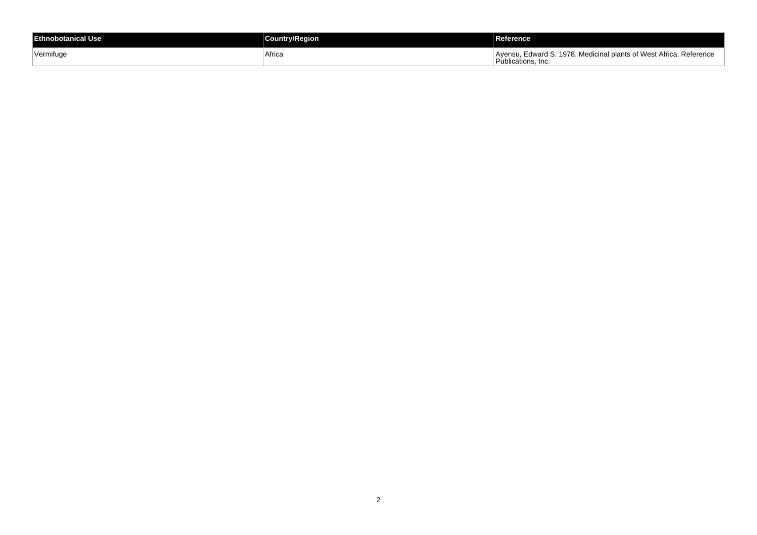| Ethnobotanical Use | Country/Region | Reference |
|---|---|---|
| Vermifuge | Africa | Ayensu, Edward S. 1978. Medicinal plants of West Africa. Reference Publications, Inc. |